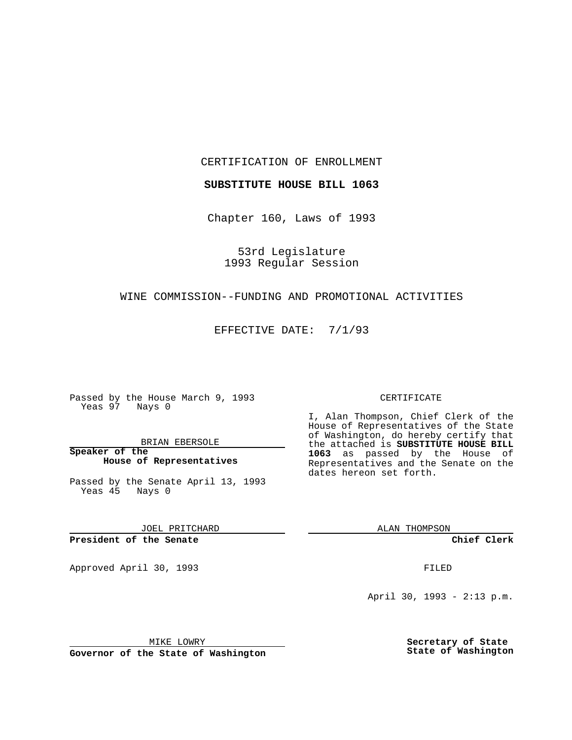CERTIFICATION OF ENROLLMENT

**SUBSTITUTE HOUSE BILL 1063**

Chapter 160, Laws of 1993

53rd Legislature
1993 Regular Session

WINE COMMISSION--FUNDING AND PROMOTIONAL ACTIVITIES

EFFECTIVE DATE: 7/1/93

Passed by the House March 9, 1993
Yeas 97 Nays 0

BRIAN EBERSOLE
**Speaker of the House of Representatives**

Passed by the Senate April 13, 1993
Yeas 45 Nays 0

JOEL PRITCHARD
**President of the Senate**

Approved April 30, 1993

MIKE LOWRY
**Governor of the State of Washington**

CERTIFICATE

I, Alan Thompson, Chief Clerk of the House of Representatives of the State of Washington, do hereby certify that the attached is **SUBSTITUTE HOUSE BILL 1063** as passed by the House of Representatives and the Senate on the dates hereon set forth.

ALAN THOMPSON
**Chief Clerk**

FILED

April 30, 1993 - 2:13 p.m.

**Secretary of State**
**State of Washington**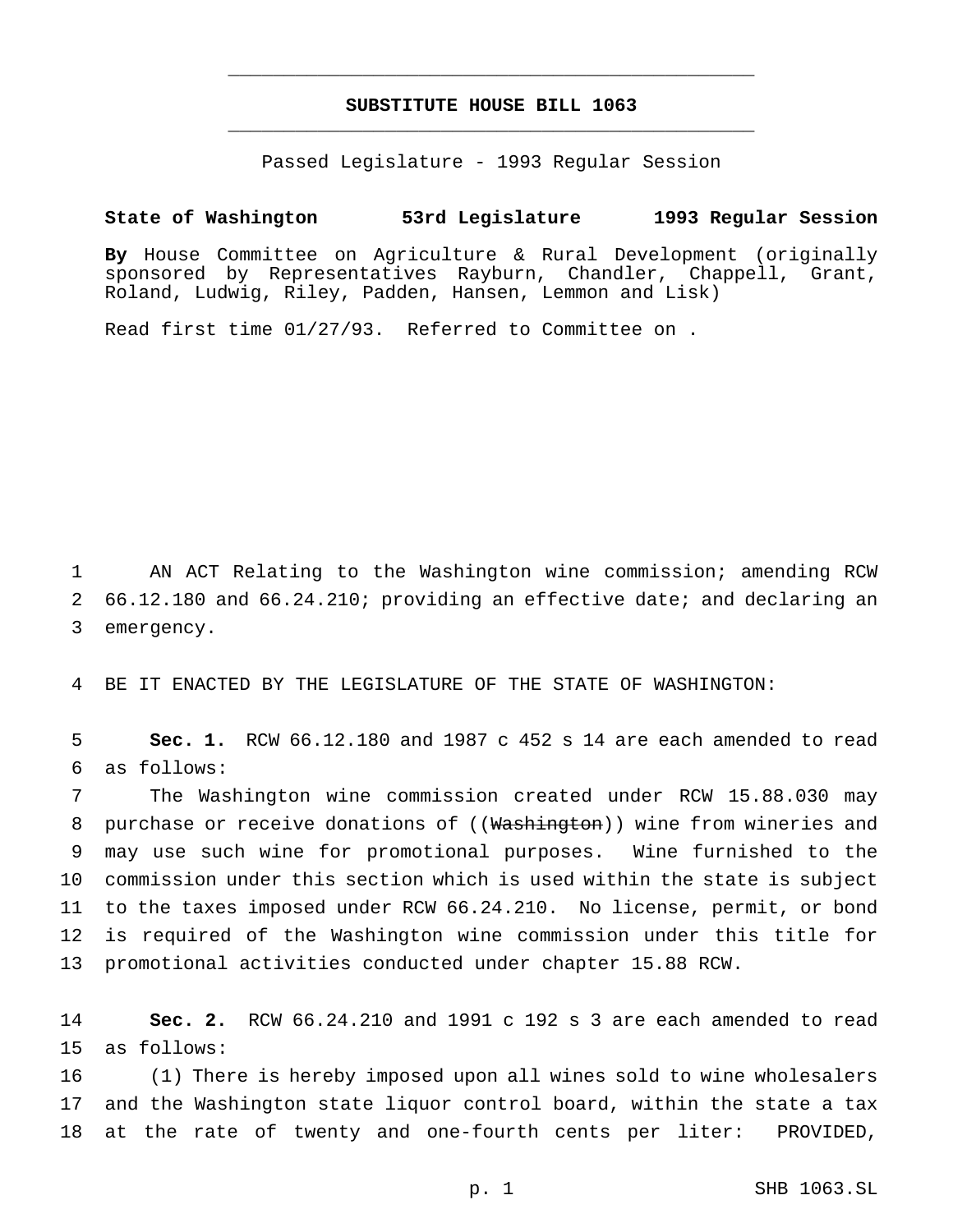# SUBSTITUTE HOUSE BILL 1063

Passed Legislature - 1993 Regular Session

**State of Washington 53rd Legislature 1993 Regular Session**

**By** House Committee on Agriculture & Rural Development (originally sponsored by Representatives Rayburn, Chandler, Chappell, Grant, Roland, Ludwig, Riley, Padden, Hansen, Lemmon and Lisk)

Read first time 01/27/93. Referred to Committee on .

AN ACT Relating to the Washington wine commission; amending RCW 66.12.180 and 66.24.210; providing an effective date; and declaring an emergency.

BE IT ENACTED BY THE LEGISLATURE OF THE STATE OF WASHINGTON:

**Sec. 1.** RCW 66.12.180 and 1987 c 452 s 14 are each amended to read as follows:

The Washington wine commission created under RCW 15.88.030 may purchase or receive donations of ((~~Washington~~)) wine from wineries and may use such wine for promotional purposes. Wine furnished to the commission under this section which is used within the state is subject to the taxes imposed under RCW 66.24.210. No license, permit, or bond is required of the Washington wine commission under this title for promotional activities conducted under chapter 15.88 RCW.

**Sec. 2.** RCW 66.24.210 and 1991 c 192 s 3 are each amended to read as follows:

(1) There is hereby imposed upon all wines sold to wine wholesalers and the Washington state liquor control board, within the state a tax at the rate of twenty and one-fourth cents per liter: PROVIDED,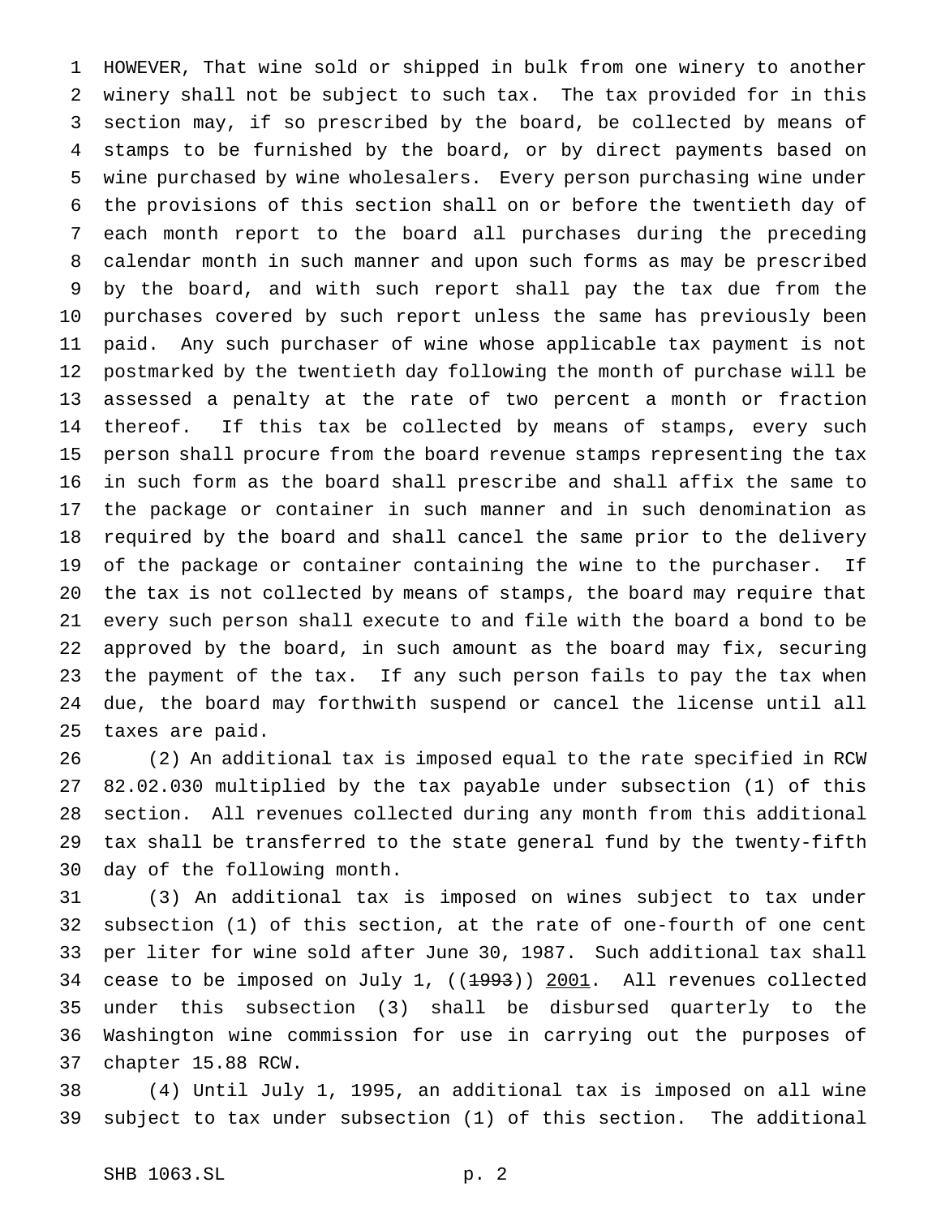HOWEVER, That wine sold or shipped in bulk from one winery to another winery shall not be subject to such tax. The tax provided for in this section may, if so prescribed by the board, be collected by means of stamps to be furnished by the board, or by direct payments based on wine purchased by wine wholesalers. Every person purchasing wine under the provisions of this section shall on or before the twentieth day of each month report to the board all purchases during the preceding calendar month in such manner and upon such forms as may be prescribed by the board, and with such report shall pay the tax due from the purchases covered by such report unless the same has previously been paid. Any such purchaser of wine whose applicable tax payment is not postmarked by the twentieth day following the month of purchase will be assessed a penalty at the rate of two percent a month or fraction thereof. If this tax be collected by means of stamps, every such person shall procure from the board revenue stamps representing the tax in such form as the board shall prescribe and shall affix the same to the package or container in such manner and in such denomination as required by the board and shall cancel the same prior to the delivery of the package or container containing the wine to the purchaser. If the tax is not collected by means of stamps, the board may require that every such person shall execute to and file with the board a bond to be approved by the board, in such amount as the board may fix, securing the payment of the tax. If any such person fails to pay the tax when due, the board may forthwith suspend or cancel the license until all taxes are paid.

(2) An additional tax is imposed equal to the rate specified in RCW 82.02.030 multiplied by the tax payable under subsection (1) of this section. All revenues collected during any month from this additional tax shall be transferred to the state general fund by the twenty-fifth day of the following month.

(3) An additional tax is imposed on wines subject to tax under subsection (1) of this section, at the rate of one-fourth of one cent per liter for wine sold after June 30, 1987. Such additional tax shall cease to be imposed on July 1, ((~~1993~~)) <u>2001</u>. All revenues collected under this subsection (3) shall be disbursed quarterly to the Washington wine commission for use in carrying out the purposes of chapter 15.88 RCW.

(4) Until July 1, 1995, an additional tax is imposed on all wine subject to tax under subsection (1) of this section. The additional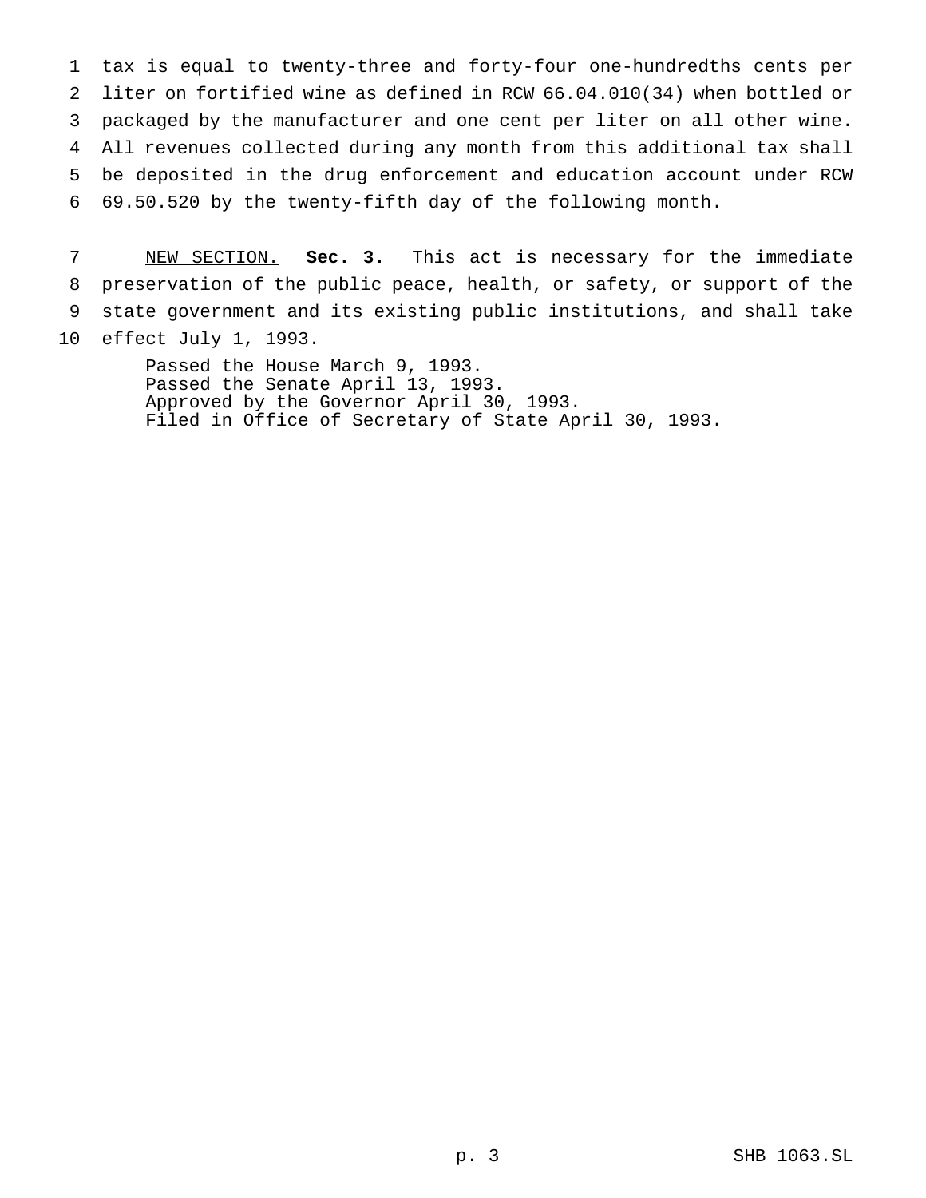tax is equal to twenty-three and forty-four one-hundredths cents per liter on fortified wine as defined in RCW 66.04.010(34) when bottled or packaged by the manufacturer and one cent per liter on all other wine. All revenues collected during any month from this additional tax shall be deposited in the drug enforcement and education account under RCW 69.50.520 by the twenty-fifth day of the following month.

NEW SECTION. **Sec. 3.** This act is necessary for the immediate preservation of the public peace, health, or safety, or support of the state government and its existing public institutions, and shall take effect July 1, 1993.

Passed the House March 9, 1993.
Passed the Senate April 13, 1993.
Approved by the Governor April 30, 1993.
Filed in Office of Secretary of State April 30, 1993.